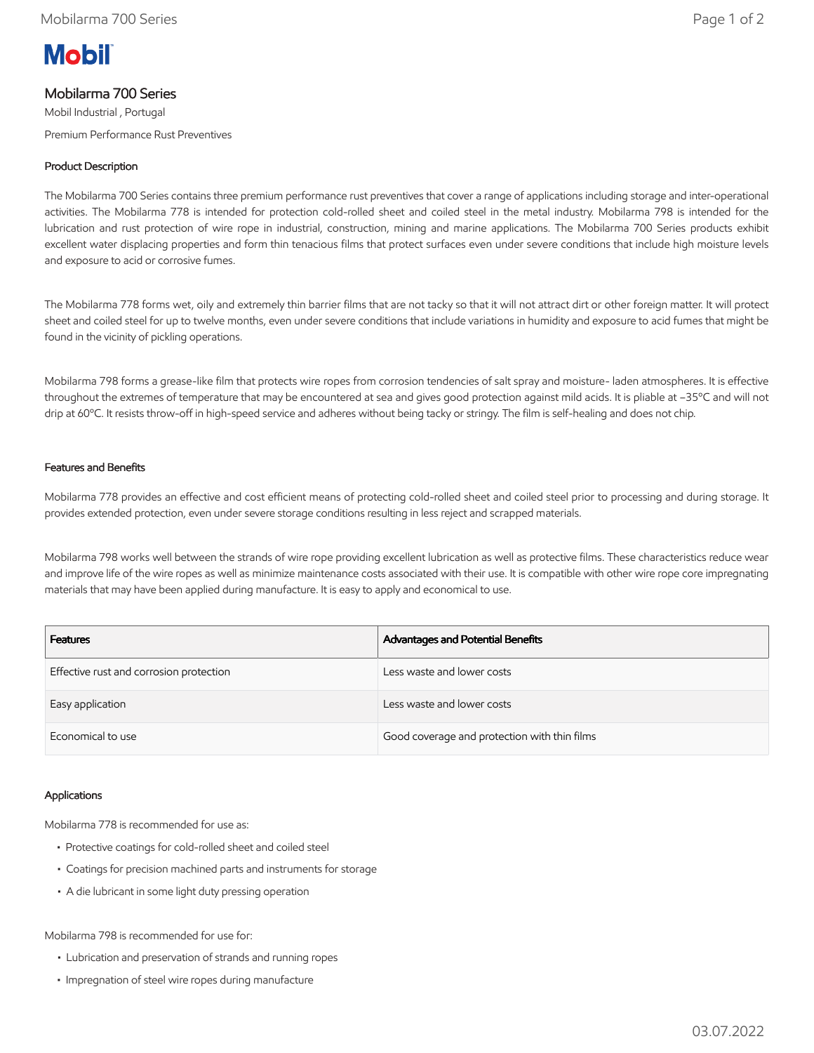# Mobilarma 700 Series

Mobil Industrial , Portugal

Premium Performance Rust Preventives

## Product Description

The Mobilarma 700 Series contains three premium performance rust preventives that cover a range of applications including storage and inter-operational activities. The Mobilarma 778 is intended for protection cold-rolled sheet and coiled steel in the metal industry. Mobilarma 798 is intended for the lubrication and rust protection of wire rope in industrial, construction, mining and marine applications. The Mobilarma 700 Series products exhibit excellent water displacing properties and form thin tenacious films that protect surfaces even under severe conditions that include high moisture levels and exposure to acid or corrosive fumes.

The Mobilarma 778 forms wet, oily and extremely thin barrier films that are not tacky so that it will not attract dirt or other foreign matter. It will protect sheet and coiled steel for up to twelve months, even under severe conditions that include variations in humidity and exposure to acid fumes that might be found in the vicinity of pickling operations.

Mobilarma 798 forms a grease-like film that protects wire ropes from corrosion tendencies of salt spray and moisture- laden atmospheres. It is effective throughout the extremes of temperature that may be encountered at sea and gives good protection against mild acids. It is pliable at –35ºC and will not drip at 60ºC. It resists throw-off in high-speed service and adheres without being tacky or stringy. The film is self-healing and does not chip.

## Features and Benefits

Mobilarma 778 provides an effective and cost efficient means of protecting cold-rolled sheet and coiled steel prior to processing and during storage. It provides extended protection, even under severe storage conditions resulting in less reject and scrapped materials.

Mobilarma 798 works well between the strands of wire rope providing excellent lubrication as well as protective films. These characteristics reduce wear and improve life of the wire ropes as well as minimize maintenance costs associated with their use. It is compatible with other wire rope core impregnating materials that may have been applied during manufacture. It is easy to apply and economical to use.

| Features | Advantages and Potential Benefits |
| --- | --- |
| Effective rust and corrosion protection | Less waste and lower costs |
| Easy application | Less waste and lower costs |
| Economical to use | Good coverage and protection with thin films |

## Applications

Mobilarma 778 is recommended for use as:

- Protective coatings for cold-rolled sheet and coiled steel
- Coatings for precision machined parts and instruments for storage
- A die lubricant in some light duty pressing operation

Mobilarma 798 is recommended for use for:

- Lubrication and preservation of strands and running ropes
- Impregnation of steel wire ropes during manufacture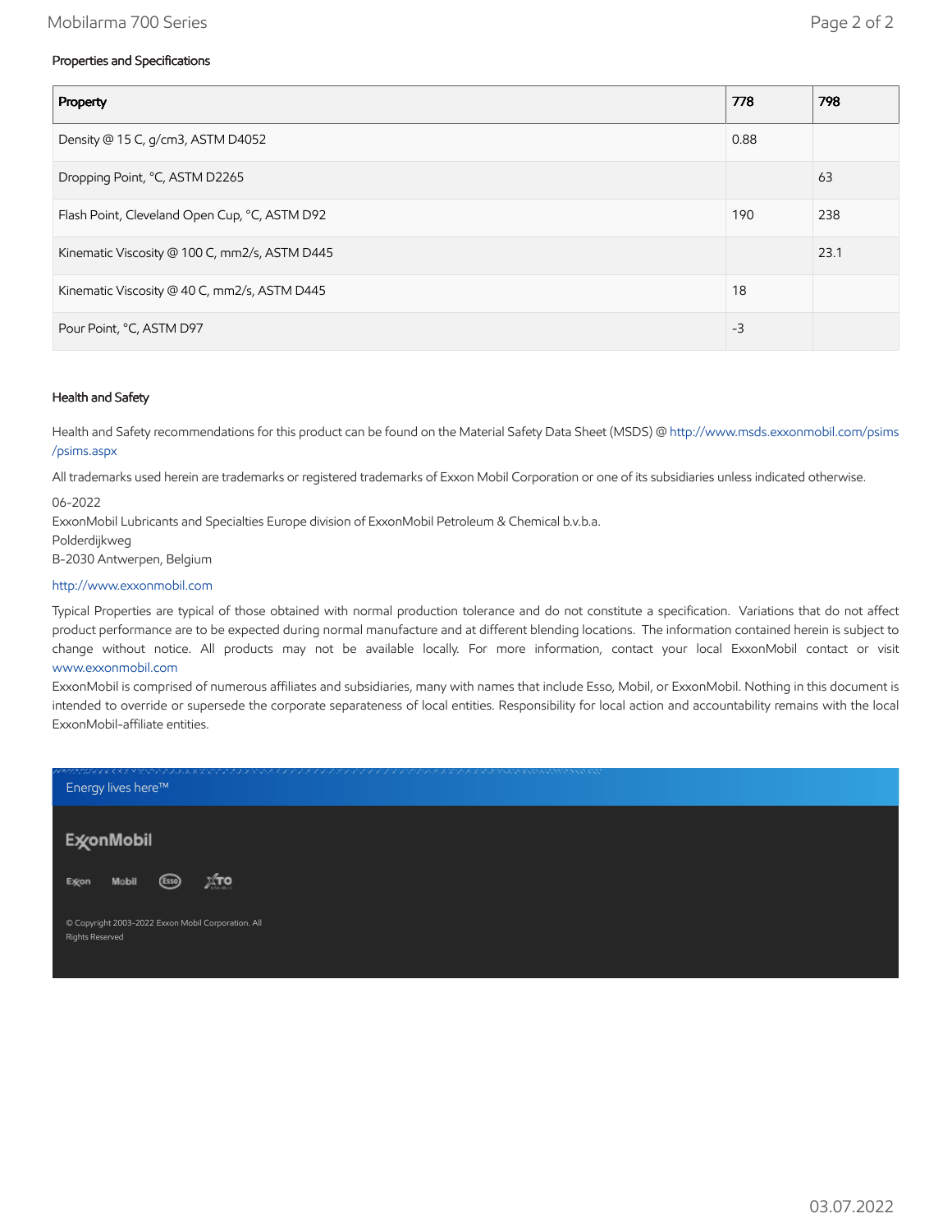### Properties and Specifications

| Property | 778 | 798 |
|---|---|---|
| Density @ 15 C, g/cm3, ASTM D4052 | 0.88 | |
| Dropping Point, °C, ASTM D2265 | | 63 |
| Flash Point, Cleveland Open Cup, °C, ASTM D92 | 190 | 238 |
| Kinematic Viscosity @ 100 C, mm2/s, ASTM D445 | | 23.1 |
| Kinematic Viscosity @ 40 C, mm2/s, ASTM D445 | 18 | |
| Pour Point, °C, ASTM D97 | -3 | |

### Health and Safety

Health and Safety recommendations for this product can be found on the Material Safety Data Sheet (MSDS) @ http://www.msds.exxonmobil.com/psims/psims.aspx

All trademarks used herein are trademarks or registered trademarks of Exxon Mobil Corporation or one of its subsidiaries unless indicated otherwise.

06-2022
ExxonMobil Lubricants and Specialties Europe division of ExxonMobil Petroleum & Chemical b.v.b.a.
Polderdijkweg
B-2030 Antwerpen, Belgium

http://www.exxonmobil.com

Typical Properties are typical of those obtained with normal production tolerance and do not constitute a specification. Variations that do not affect product performance are to be expected during normal manufacture and at different blending locations. The information contained herein is subject to change without notice. All products may not be available locally. For more information, contact your local ExxonMobil contact or visit www.exxonmobil.com

ExxonMobil is comprised of numerous affiliates and subsidiaries, many with names that include Esso, Mobil, or ExxonMobil. Nothing in this document is intended to override or supersede the corporate separateness of local entities. Responsibility for local action and accountability remains with the local ExxonMobil-affiliate entities.

Energy lives here™

ExxonMobil

Exxon Mobil Esso XTO

© Copyright 2003-2022 Exxon Mobil Corporation. All Rights Reserved

03.07.2022